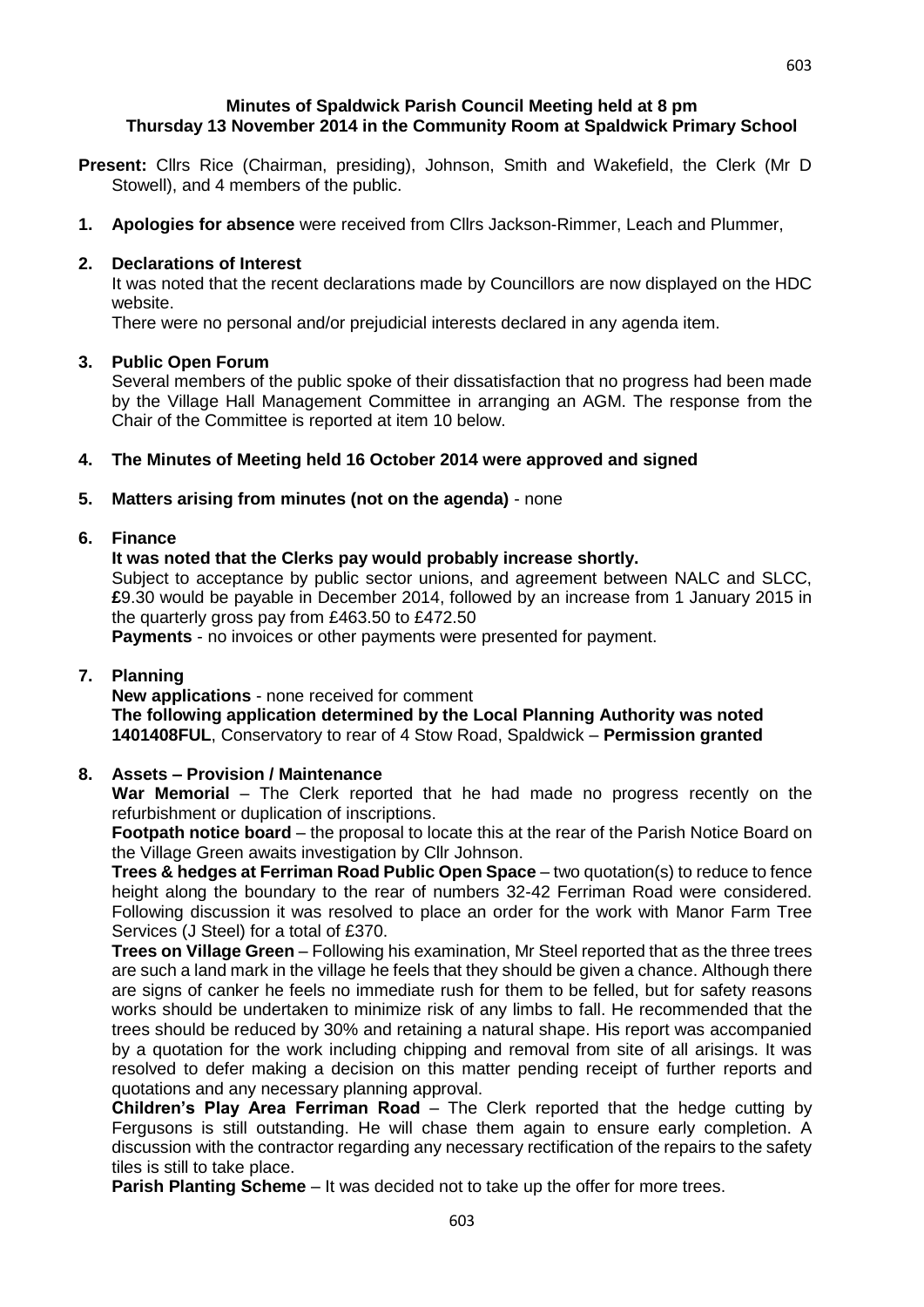# Minutes of Spaldwick Parish Council Meeting held at 8 pm
## Thursday 13 November 2014 in the Community Room at Spaldwick Primary School

**Present:** Cllrs Rice (Chairman, presiding), Johnson, Smith and Wakefield, the Clerk (Mr D Stowell), and 4 members of the public.

1. **Apologies for absence** were received from Cllrs Jackson-Rimmer, Leach and Plummer,

2. **Declarations of Interest**
   It was noted that the recent declarations made by Councillors are now displayed on the HDC website.
   There were no personal and/or prejudicial interests declared in any agenda item.

3. **Public Open Forum**
   Several members of the public spoke of their dissatisfaction that no progress had been made by the Village Hall Management Committee in arranging an AGM. The response from the Chair of the Committee is reported at item 10 below.

4. **The Minutes of Meeting held 16 October 2014 were approved and signed**

5. **Matters arising from minutes (not on the agenda)** - none

6. **Finance**
   **It was noted that the Clerks pay would probably increase shortly.**
   Subject to acceptance by public sector unions, and agreement between NALC and SLCC, **£**9.30 would be payable in December 2014, followed by an increase from 1 January 2015 in the quarterly gross pay from £463.50 to £472.50
   **Payments** - no invoices or other payments were presented for payment.

7. **Planning**
   **New applications** - none received for comment
   **The following application determined by the Local Planning Authority was noted**
   **1401408FUL**, Conservatory to rear of 4 Stow Road, Spaldwick – **Permission granted**

8. **Assets – Provision / Maintenance**
   **War Memorial** – The Clerk reported that he had made no progress recently on the refurbishment or duplication of inscriptions.
   **Footpath notice board** – the proposal to locate this at the rear of the Parish Notice Board on the Village Green awaits investigation by Cllr Johnson.
   **Trees & hedges at Ferriman Road Public Open Space** – two quotation(s) to reduce to fence height along the boundary to the rear of numbers 32-42 Ferriman Road were considered. Following discussion it was resolved to place an order for the work with Manor Farm Tree Services (J Steel) for a total of £370.
   **Trees on Village Green** – Following his examination, Mr Steel reported that as the three trees are such a land mark in the village he feels that they should be given a chance. Although there are signs of canker he feels no immediate rush for them to be felled, but for safety reasons works should be undertaken to minimize risk of any limbs to fall. He recommended that the trees should be reduced by 30% and retaining a natural shape. His report was accompanied by a quotation for the work including chipping and removal from site of all arisings. It was resolved to defer making a decision on this matter pending receipt of further reports and quotations and any necessary planning approval.
   **Children's Play Area Ferriman Road** – The Clerk reported that the hedge cutting by Fergusons is still outstanding. He will chase them again to ensure early completion. A discussion with the contractor regarding any necessary rectification of the repairs to the safety tiles is still to take place.
   **Parish Planting Scheme** – It was decided not to take up the offer for more trees.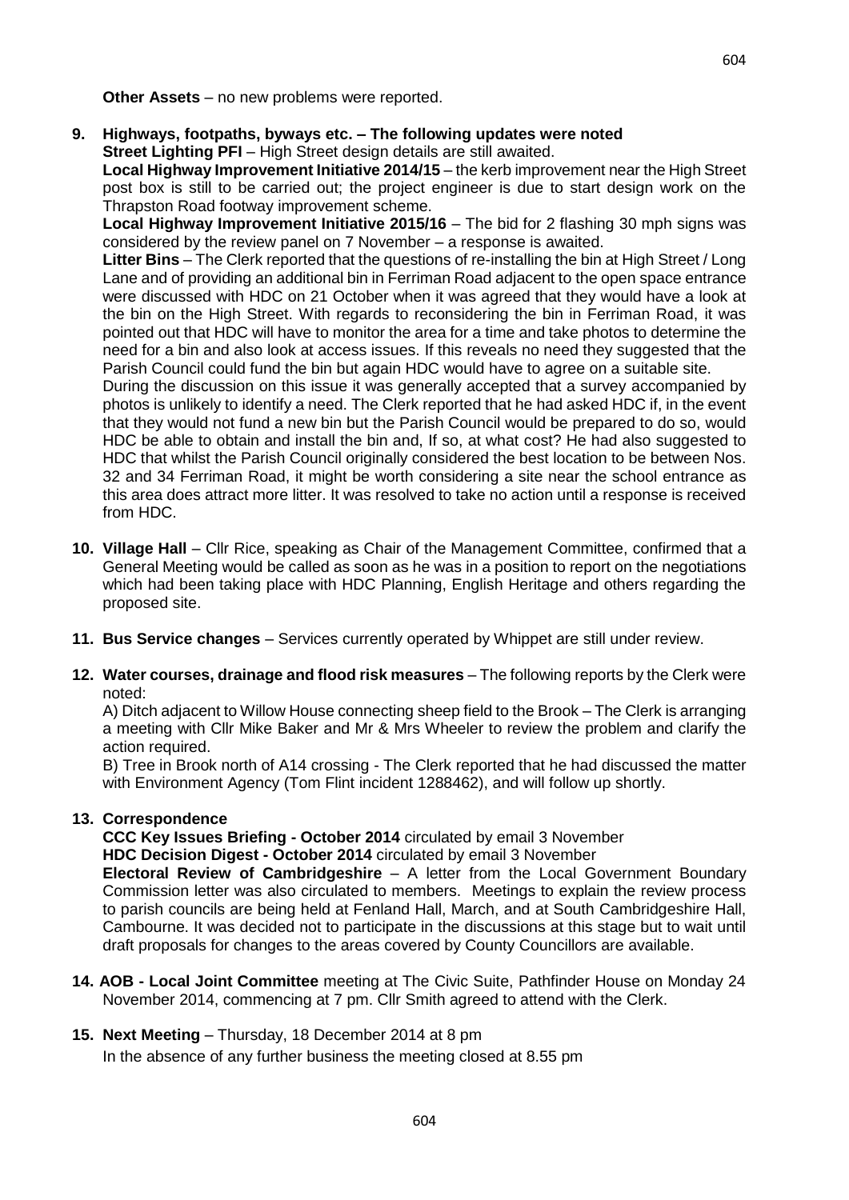**Other Assets** – no new problems were reported.

9. **Highways, footpaths, byways etc. – The following updates were noted**

   **Street Lighting PFI** – High Street design details are still awaited.

   **Local Highway Improvement Initiative 2014/15** – the kerb improvement near the High Street post box is still to be carried out; the project engineer is due to start design work on the Thrapston Road footway improvement scheme.

   **Local Highway Improvement Initiative 2015/16** – The bid for 2 flashing 30 mph signs was considered by the review panel on 7 November – a response is awaited.

   **Litter Bins** – The Clerk reported that the questions of re-installing the bin at High Street / Long Lane and of providing an additional bin in Ferriman Road adjacent to the open space entrance were discussed with HDC on 21 October when it was agreed that they would have a look at the bin on the High Street. With regards to reconsidering the bin in Ferriman Road, it was pointed out that HDC will have to monitor the area for a time and take photos to determine the need for a bin and also look at access issues. If this reveals no need they suggested that the Parish Council could fund the bin but again HDC would have to agree on a suitable site.

   During the discussion on this issue it was generally accepted that a survey accompanied by photos is unlikely to identify a need. The Clerk reported that he had asked HDC if, in the event that they would not fund a new bin but the Parish Council would be prepared to do so, would HDC be able to obtain and install the bin and, If so, at what cost? He had also suggested to HDC that whilst the Parish Council originally considered the best location to be between Nos. 32 and 34 Ferriman Road, it might be worth considering a site near the school entrance as this area does attract more litter. It was resolved to take no action until a response is received from HDC.

10. **Village Hall** – Cllr Rice, speaking as Chair of the Management Committee, confirmed that a General Meeting would be called as soon as he was in a position to report on the negotiations which had been taking place with HDC Planning, English Heritage and others regarding the proposed site.

11. **Bus Service changes** – Services currently operated by Whippet are still under review.

12. **Water courses, drainage and flood risk measures** – The following reports by the Clerk were noted:

    A) Ditch adjacent to Willow House connecting sheep field to the Brook – The Clerk is arranging a meeting with Cllr Mike Baker and Mr & Mrs Wheeler to review the problem and clarify the action required.

    B) Tree in Brook north of A14 crossing - The Clerk reported that he had discussed the matter with Environment Agency (Tom Flint incident 1288462), and will follow up shortly.

13. **Correspondence**

    **CCC Key Issues Briefing - October 2014** circulated by email 3 November

    **HDC Decision Digest - October 2014** circulated by email 3 November

    **Electoral Review of Cambridgeshire** – A letter from the Local Government Boundary Commission letter was also circulated to members. Meetings to explain the review process to parish councils are being held at Fenland Hall, March, and at South Cambridgeshire Hall, Cambourne. It was decided not to participate in the discussions at this stage but to wait until draft proposals for changes to the areas covered by County Councillors are available.

14. **AOB - Local Joint Committee** meeting at The Civic Suite, Pathfinder House on Monday 24 November 2014, commencing at 7 pm. Cllr Smith agreed to attend with the Clerk.

15. **Next Meeting** – Thursday, 18 December 2014 at 8 pm

    In the absence of any further business the meeting closed at 8.55 pm